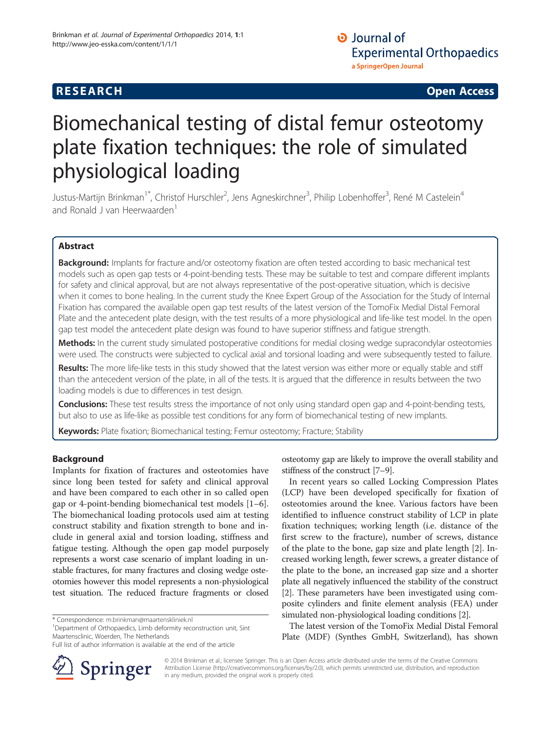RESEARCH Open Access

# Biomechanical testing of distal femur osteotomy plate fixation techniques: the role of simulated physiological loading

Justus-Martijn Brinkman[1*], Christof Hurschler[2], Jens Agneskirchner[3], Philip Lobenhoffer[3], René M Castelein[4] and Ronald J van Heerwaarden[1]

## Abstract

**Background:** Implants for fracture and/or osteotomy fixation are often tested according to basic mechanical test models such as open gap tests or 4-point-bending tests. These may be suitable to test and compare different implants for safety and clinical approval, but are not always representative of the post-operative situation, which is decisive when it comes to bone healing. In the current study the Knee Expert Group of the Association for the Study of Internal Fixation has compared the available open gap test results of the latest version of the TomoFix Medial Distal Femoral Plate and the antecedent plate design, with the test results of a more physiological and life-like test model. In the open gap test model the antecedent plate design was found to have superior stiffness and fatigue strength.

**Methods:** In the current study simulated postoperative conditions for medial closing wedge supracondylar osteotomies were used. The constructs were subjected to cyclical axial and torsional loading and were subsequently tested to failure.

**Results:** The more life-like tests in this study showed that the latest version was either more or equally stable and stiff than the antecedent version of the plate, in all of the tests. It is argued that the difference in results between the two loading models is due to differences in test design.

**Conclusions:** These test results stress the importance of not only using standard open gap and 4-point-bending tests, but also to use as life-like as possible test conditions for any form of biomechanical testing of new implants.

**Keywords:** Plate fixation; Biomechanical testing; Femur osteotomy; Fracture; Stability

## Background

Implants for fixation of fractures and osteotomies have since long been tested for safety and clinical approval and have been compared to each other in so called open gap or 4-point-bending biomechanical test models [1–6]. The biomechanical loading protocols used aim at testing construct stability and fixation strength to bone and include in general axial and torsion loading, stiffness and fatigue testing. Although the open gap model purposely represents a worst case scenario of implant loading in unstable fractures, for many fractures and closing wedge osteotomies however this model represents a non-physiological test situation. The reduced fracture fragments or closed osteotomy gap are likely to improve the overall stability and stiffness of the construct [7–9].

In recent years so called Locking Compression Plates (LCP) have been developed specifically for fixation of osteotomies around the knee. Various factors have been identified to influence construct stability of LCP in plate fixation techniques; working length (i.e. distance of the first screw to the fracture), number of screws, distance of the plate to the bone, gap size and plate length [2]. Increased working length, fewer screws, a greater distance of the plate to the bone, an increased gap size and a shorter plate all negatively influenced the stability of the construct [2]. These parameters have been investigated using composite cylinders and finite element analysis (FEA) under simulated non-physiological loading conditions [2].

The latest version of the TomoFix Medial Distal Femoral Plate (MDF) (Synthes GmbH, Switzerland), has shown

* Correspondence: m.brinkman@maartenskliniek.nl
[1]Department of Orthopaedics, Limb deformity reconstruction unit, Sint Maartensclinic, Woerden, The Netherlands
Full list of author information is available at the end of the article

© 2014 Brinkman et al.; licensee Springer. This is an Open Access article distributed under the terms of the Creative Commons Attribution License (http://creativecommons.org/licenses/by/2.0), which permits unrestricted use, distribution, and reproduction in any medium, provided the original work is properly cited.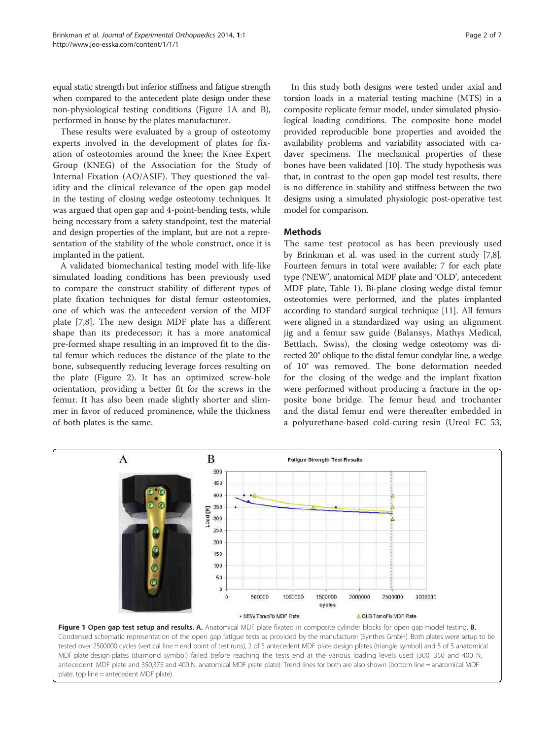equal static strength but inferior stiffness and fatigue strength when compared to the antecedent plate design under these non-physiological testing conditions (Figure 1A and B), performed in house by the plates manufacturer.

These results were evaluated by a group of osteotomy experts involved in the development of plates for fixation of osteotomies around the knee; the Knee Expert Group (KNEG) of the Association for the Study of Internal Fixation (AO/ASIF). They questioned the validity and the clinical relevance of the open gap model in the testing of closing wedge osteotomy techniques. It was argued that open gap and 4-point-bending tests, while being necessary from a safety standpoint, test the material and design properties of the implant, but are not a representation of the stability of the whole construct, once it is implanted in the patient.

A validated biomechanical testing model with life-like simulated loading conditions has been previously used to compare the construct stability of different types of plate fixation techniques for distal femur osteotomies, one of which was the antecedent version of the MDF plate [7,8]. The new design MDF plate has a different shape than its predecessor; it has a more anatomical pre-formed shape resulting in an improved fit to the distal femur which reduces the distance of the plate to the bone, subsequently reducing leverage forces resulting on the plate (Figure 2). It has an optimized screw-hole orientation, providing a better fit for the screws in the femur. It has also been made slightly shorter and slimmer in favor of reduced prominence, while the thickness of both plates is the same.

In this study both designs were tested under axial and torsion loads in a material testing machine (MTS) in a composite replicate femur model, under simulated physiological loading conditions. The composite bone model provided reproducible bone properties and avoided the availability problems and variability associated with cadaver specimens. The mechanical properties of these bones have been validated [10]. The study hypothesis was that, in contrast to the open gap model test results, there is no difference in stability and stiffness between the two designs using a simulated physiologic post-operative test model for comparison.

## Methods

The same test protocol as has been previously used by Brinkman et al. was used in the current study [7,8]. Fourteen femurs in total were available; 7 for each plate type ('NEW', anatomical MDF plate and 'OLD', antecedent MDF plate, Table 1). Bi-plane closing wedge distal femur osteotomies were performed, and the plates implanted according to standard surgical technique [11]. All femurs were aligned in a standardized way using an alignment jig and a femur saw guide (Balansys, Mathys Medical, Bettlach, Swiss), the closing wedge osteotomy was directed 20° oblique to the distal femur condylar line, a wedge of 10° was removed. The bone deformation needed for the closing of the wedge and the implant fixation were performed without producing a fracture in the opposite bone bridge. The femur head and trochanter and the distal femur end were thereafter embedded in a polyurethane-based cold-curing resin (Ureol FC 53,

**Figure 1 Open gap test setup and results.** **A.** Anatomical MDF plate fixated in composite cylinder blocks for open gap model testing. **B.** Condensed schematic representation of the open gap fatigue tests as provided by the manufacturer (Synthes GmbH). Both plates were setup to be tested over 2500000 cycles (vertical line = end point of test runs), 2 of 5 antecedent MDF plate design plates (triangle symbol) and 5 of 5 anatomical MDF plate design plates (diamond symbol) failed before reaching the tests end at the various loading levels used (300, 350 and 400 N, antecedent MDF plate and 350,375 and 400 N, anatomical MDF plate plate). Trend lines for both are also shown (bottom line = anatomical MDF plate, top line = antecedent MDF plate).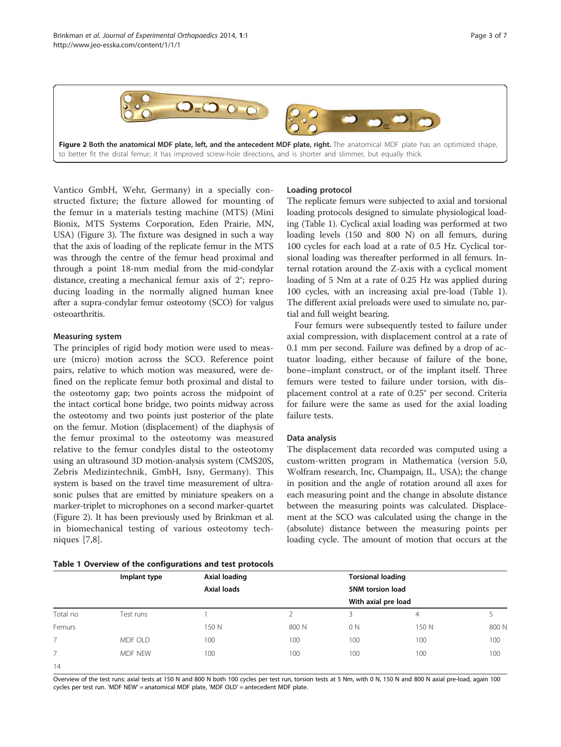**Figure 2 Both the anatomical MDF plate, left, and the antecedent MDF plate, right.** The anatomical MDF plate has an optimized shape, to better fit the distal femur; it has improved screw-hole directions, and is shorter and slimmer, but equally thick.

Vantico GmbH, Wehr, Germany) in a specially constructed fixture; the fixture allowed for mounting of the femur in a materials testing machine (MTS) (Mini Bionix, MTS Systems Corporation, Eden Prairie, MN, USA) (Figure 3). The fixture was designed in such a way that the axis of loading of the replicate femur in the MTS was through the centre of the femur head proximal and through a point 18-mm medial from the mid-condylar distance, creating a mechanical femur axis of 2°; reproducing loading in the normally aligned human knee after a supra-condylar femur osteotomy (SCO) for valgus osteoarthritis.

### Measuring system

The principles of rigid body motion were used to measure (micro) motion across the SCO. Reference point pairs, relative to which motion was measured, were defined on the replicate femur both proximal and distal to the osteotomy gap; two points across the midpoint of the intact cortical bone bridge, two points midway across the osteotomy and two points just posterior of the plate on the femur. Motion (displacement) of the diaphysis of the femur proximal to the osteotomy was measured relative to the femur condyles distal to the osteotomy using an ultrasound 3D motion-analysis system (CMS20S, Zebris Medizintechnik, GmbH, Isny, Germany). This system is based on the travel time measurement of ultrasonic pulses that are emitted by miniature speakers on a marker-triplet to microphones on a second marker-quartet (Figure 2). It has been previously used by Brinkman et al. in biomechanical testing of various osteotomy techniques [7,8].

### Loading protocol

The replicate femurs were subjected to axial and torsional loading protocols designed to simulate physiological loading (Table 1). Cyclical axial loading was performed at two loading levels (150 and 800 N) on all femurs, during 100 cycles for each load at a rate of 0.5 Hz. Cyclical torsional loading was thereafter performed in all femurs. Internal rotation around the Z-axis with a cyclical moment loading of 5 Nm at a rate of 0.25 Hz was applied during 100 cycles, with an increasing axial pre-load (Table 1). The different axial preloads were used to simulate no, partial and full weight bearing.

Four femurs were subsequently tested to failure under axial compression, with displacement control at a rate of 0.1 mm per second. Failure was defined by a drop of actuator loading, either because of failure of the bone, bone–implant construct, or of the implant itself. Three femurs were tested to failure under torsion, with displacement control at a rate of 0.25° per second. Criteria for failure were the same as used for the axial loading failure tests.

### Data analysis

The displacement data recorded was computed using a custom-written program in Mathematica (version 5.0, Wolfram research, Inc, Champaign, IL, USA); the change in position and the angle of rotation around all axes for each measuring point and the change in absolute distance between the measuring points was calculated. Displacement at the SCO was calculated using the change in the (absolute) distance between the measuring points per loading cycle. The amount of motion that occurs at the

**Table 1 Overview of the configurations and test protocols**

| | Implant type | Axial loading | | Torsional loading | | |
|---|---|---|---|---|---|---|
| | | Axial loads | | 5NM torsion load | | |
| | | | | With axial pre load | | |
| Total no | Test runs | 1 | 2 | 3 | 4 | 5 |
| Femurs | | 150 N | 800 N | 0 N | 150 N | 800 N |
| 7 | MDF OLD | 100 | 100 | 100 | 100 | 100 |
| 7 | MDF NEW | 100 | 100 | 100 | 100 | 100 |
| 14 | | | | | | |

Overview of the test runs: axial tests at 150 N and 800 N both 100 cycles per test run, torsion tests at 5 Nm, with 0 N, 150 N and 800 N axial pre-load, again 100 cycles per test run. 'MDF NEW' = anatomical MDF plate, 'MDF OLD' = antecedent MDF plate.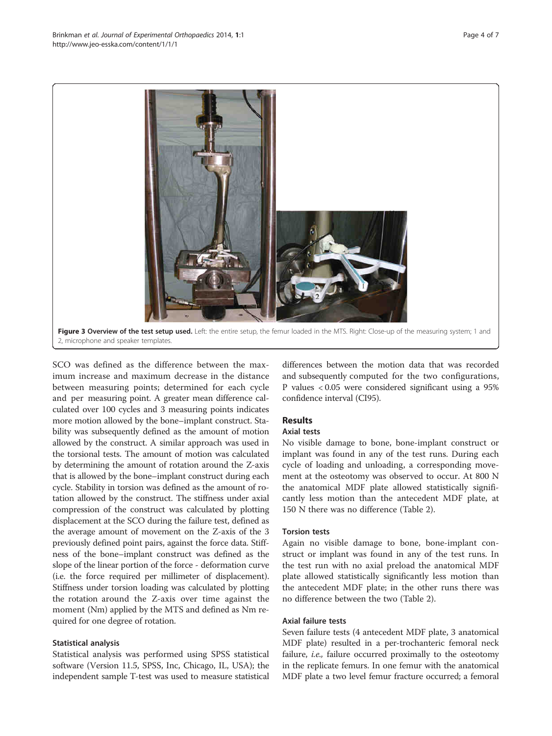**Figure 3 Overview of the test setup used.** Left: the entire setup, the femur loaded in the MTS. Right: Close-up of the measuring system; 1 and 2, microphone and speaker templates.

SCO was defined as the difference between the maximum increase and maximum decrease in the distance between measuring points; determined for each cycle and per measuring point. A greater mean difference calculated over 100 cycles and 3 measuring points indicates more motion allowed by the bone–implant construct. Stability was subsequently defined as the amount of motion allowed by the construct. A similar approach was used in the torsional tests. The amount of motion was calculated by determining the amount of rotation around the Z-axis that is allowed by the bone–implant construct during each cycle. Stability in torsion was defined as the amount of rotation allowed by the construct. The stiffness under axial compression of the construct was calculated by plotting displacement at the SCO during the failure test, defined as the average amount of movement on the Z-axis of the 3 previously defined point pairs, against the force data. Stiffness of the bone–implant construct was defined as the slope of the linear portion of the force - deformation curve (i.e. the force required per millimeter of displacement). Stiffness under torsion loading was calculated by plotting the rotation around the Z-axis over time against the moment (Nm) applied by the MTS and defined as Nm required for one degree of rotation.

### Statistical analysis

Statistical analysis was performed using SPSS statistical software (Version 11.5, SPSS, Inc, Chicago, IL, USA); the independent sample T-test was used to measure statistical differences between the motion data that was recorded and subsequently computed for the two configurations, P values $< 0.05$ were considered significant using a 95% confidence interval (CI95).

## Results

### Axial tests

No visible damage to bone, bone-implant construct or implant was found in any of the test runs. During each cycle of loading and unloading, a corresponding movement at the osteotomy was observed to occur. At 800 N the anatomical MDF plate allowed statistically significantly less motion than the antecedent MDF plate, at 150 N there was no difference (Table 2).

### Torsion tests

Again no visible damage to bone, bone-implant construct or implant was found in any of the test runs. In the test run with no axial preload the anatomical MDF plate allowed statistically significantly less motion than the antecedent MDF plate; in the other runs there was no difference between the two (Table 2).

### Axial failure tests

Seven failure tests (4 antecedent MDF plate, 3 anatomical MDF plate) resulted in a per-trochanteric femoral neck failure, *i.e.,* failure occurred proximally to the osteotomy in the replicate femurs. In one femur with the anatomical MDF plate a two level femur fracture occurred; a femoral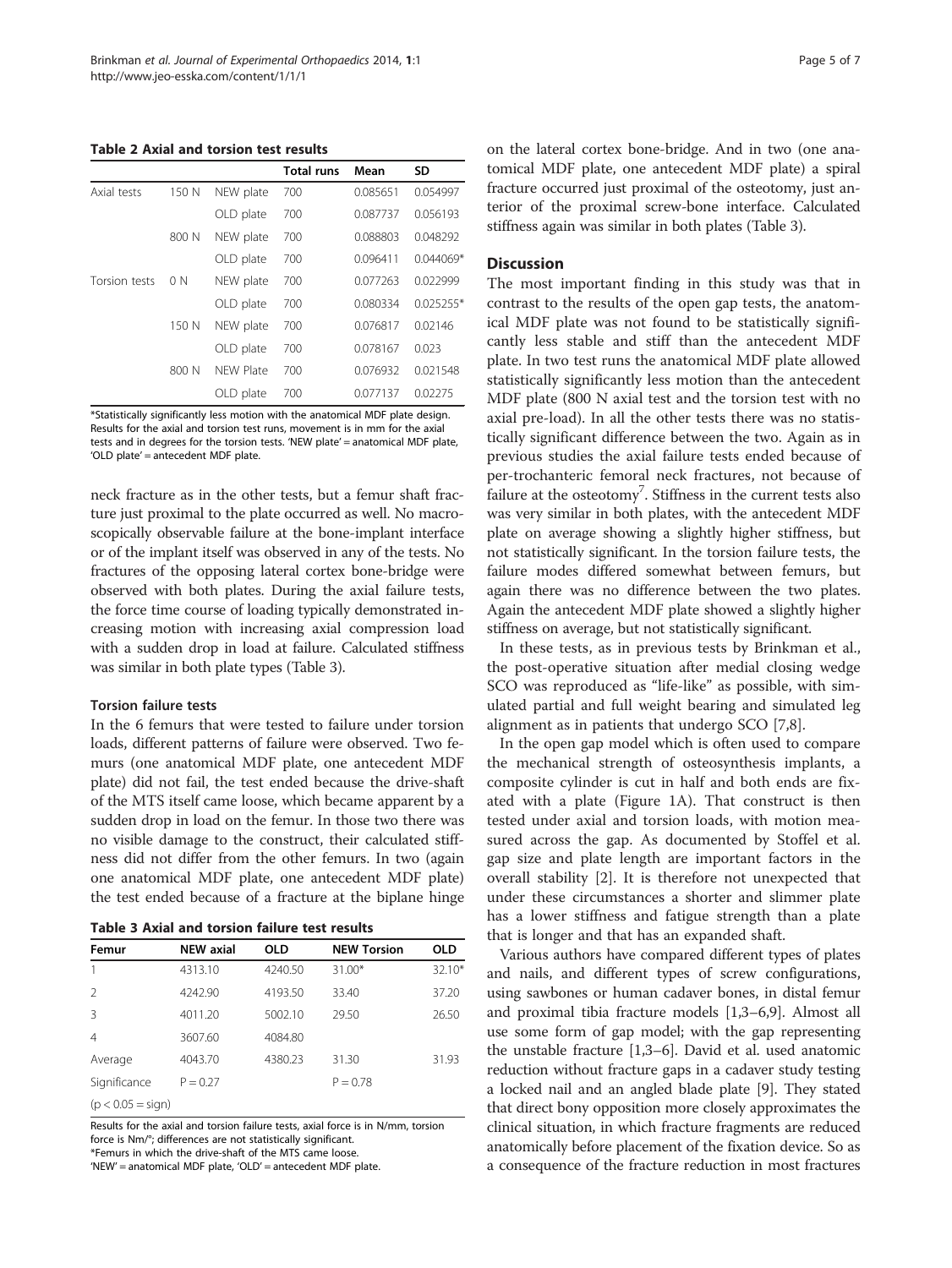**Table 2 Axial and torsion test results**

| | | | Total runs | Mean | SD |
|---|---|---|---|---|---|
| Axial tests | 150 N | NEW plate | 700 | 0.085651 | 0.054997 |
| | | OLD plate | 700 | 0.087737 | 0.056193 |
| | 800 N | NEW plate | 700 | 0.088803 | 0.048292 |
| | | OLD plate | 700 | 0.096411 | 0.044069* |
| Torsion tests | 0 N | NEW plate | 700 | 0.077263 | 0.022999 |
| | | OLD plate | 700 | 0.080334 | 0.025255* |
| | 150 N | NEW plate | 700 | 0.076817 | 0.02146 |
| | | OLD plate | 700 | 0.078167 | 0.023 |
| | 800 N | NEW Plate | 700 | 0.076932 | 0.021548 |
| | | OLD plate | 700 | 0.077137 | 0.02275 |

*Statistically significantly less motion with the anatomical MDF plate design. Results for the axial and torsion test runs, movement is in mm for the axial tests and in degrees for the torsion tests. 'NEW plate' = anatomical MDF plate, 'OLD plate' = antecedent MDF plate.

neck fracture as in the other tests, but a femur shaft fracture just proximal to the plate occurred as well. No macroscopically observable failure at the bone-implant interface or of the implant itself was observed in any of the tests. No fractures of the opposing lateral cortex bone-bridge were observed with both plates. During the axial failure tests, the force time course of loading typically demonstrated increasing motion with increasing axial compression load with a sudden drop in load at failure. Calculated stiffness was similar in both plate types (Table 3).

#### Torsion failure tests

In the 6 femurs that were tested to failure under torsion loads, different patterns of failure were observed. Two femurs (one anatomical MDF plate, one antecedent MDF plate) did not fail, the test ended because the drive-shaft of the MTS itself came loose, which became apparent by a sudden drop in load on the femur. In those two there was no visible damage to the construct, their calculated stiffness did not differ from the other femurs. In two (again one anatomical MDF plate, one antecedent MDF plate) the test ended because of a fracture at the biplane hinge on the lateral cortex bone-bridge. And in two (one anatomical MDF plate, one antecedent MDF plate) a spiral fracture occurred just proximal of the osteotomy, just anterior of the proximal screw-bone interface. Calculated stiffness again was similar in both plates (Table 3).

**Table 3 Axial and torsion failure test results**

| Femur | NEW axial | OLD | NEW Torsion | OLD |
|---|---|---|---|---|
| 1 | 4313.10 | 4240.50 | 31.00* | 32.10* |
| 2 | 4242.90 | 4193.50 | 33.40 | 37.20 |
| 3 | 4011.20 | 5002.10 | 29.50 | 26.50 |
| 4 | 3607.60 | 4084.80 | | |
| Average | 4043.70 | 4380.23 | 31.30 | 31.93 |
| Significance | P = 0.27 | | P = 0.78 | |
| (p < 0.05 = sign) | | | | |

Results for the axial and torsion failure tests, axial force is in N/mm, torsion force is Nm/°; differences are not statistically significant.
*Femurs in which the drive-shaft of the MTS came loose.
'NEW' = anatomical MDF plate, 'OLD' = antecedent MDF plate.

## Discussion

The most important finding in this study was that in contrast to the results of the open gap tests, the anatomical MDF plate was not found to be statistically significantly less stable and stiff than the antecedent MDF plate. In two test runs the anatomical MDF plate allowed statistically significantly less motion than the antecedent MDF plate (800 N axial test and the torsion test with no axial pre-load). In all the other tests there was no statistically significant difference between the two. Again as in previous studies the axial failure tests ended because of per-trochanteric femoral neck fractures, not because of failure at the osteotomy[7]. Stiffness in the current tests also was very similar in both plates, with the antecedent MDF plate on average showing a slightly higher stiffness, but not statistically significant. In the torsion failure tests, the failure modes differed somewhat between femurs, but again there was no difference between the two plates. Again the antecedent MDF plate showed a slightly higher stiffness on average, but not statistically significant.

In these tests, as in previous tests by Brinkman et al., the post-operative situation after medial closing wedge SCO was reproduced as "life-like" as possible, with simulated partial and full weight bearing and simulated leg alignment as in patients that undergo SCO [7,8].

In the open gap model which is often used to compare the mechanical strength of osteosynthesis implants, a composite cylinder is cut in half and both ends are fixated with a plate (Figure 1A). That construct is then tested under axial and torsion loads, with motion measured across the gap. As documented by Stoffel et al. gap size and plate length are important factors in the overall stability [2]. It is therefore not unexpected that under these circumstances a shorter and slimmer plate has a lower stiffness and fatigue strength than a plate that is longer and that has an expanded shaft.

Various authors have compared different types of plates and nails, and different types of screw configurations, using sawbones or human cadaver bones, in distal femur and proximal tibia fracture models [1,3–6,9]. Almost all use some form of gap model; with the gap representing the unstable fracture [1,3–6]. David et al. used anatomic reduction without fracture gaps in a cadaver study testing a locked nail and an angled blade plate [9]. They stated that direct bony opposition more closely approximates the clinical situation, in which fracture fragments are reduced anatomically before placement of the fixation device. So as a consequence of the fracture reduction in most fractures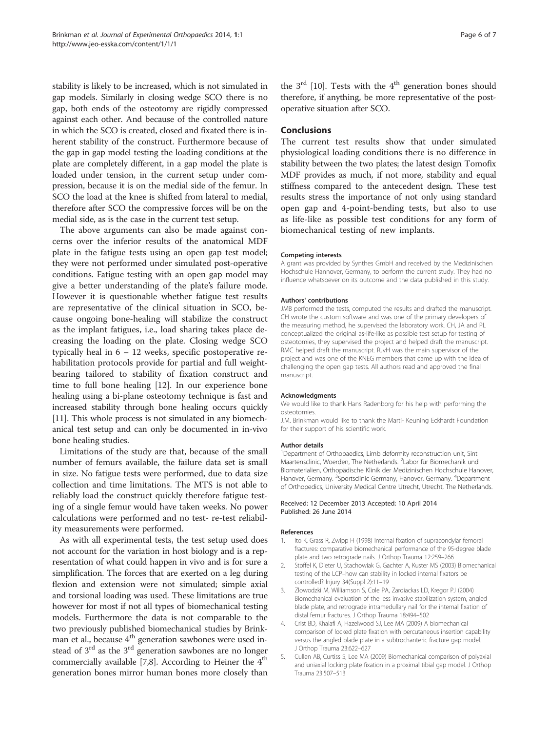stability is likely to be increased, which is not simulated in gap models. Similarly in closing wedge SCO there is no gap, both ends of the osteotomy are rigidly compressed against each other. And because of the controlled nature in which the SCO is created, closed and fixated there is inherent stability of the construct. Furthermore because of the gap in gap model testing the loading conditions at the plate are completely different, in a gap model the plate is loaded under tension, in the current setup under compression, because it is on the medial side of the femur. In SCO the load at the knee is shifted from lateral to medial, therefore after SCO the compressive forces will be on the medial side, as is the case in the current test setup.

The above arguments can also be made against concerns over the inferior results of the anatomical MDF plate in the fatigue tests using an open gap test model; they were not performed under simulated post-operative conditions. Fatigue testing with an open gap model may give a better understanding of the plate's failure mode. However it is questionable whether fatigue test results are representative of the clinical situation in SCO, because ongoing bone-healing will stabilize the construct as the implant fatigues, i.e., load sharing takes place decreasing the loading on the plate. Closing wedge SCO typically heal in 6 – 12 weeks, specific postoperative rehabilitation protocols provide for partial and full weightbearing tailored to stability of fixation construct and time to full bone healing [12]. In our experience bone healing using a bi-plane osteotomy technique is fast and increased stability through bone healing occurs quickly [11]. This whole process is not simulated in any biomechanical test setup and can only be documented in in-vivo bone healing studies.

Limitations of the study are that, because of the small number of femurs available, the failure data set is small in size. No fatigue tests were performed, due to data size collection and time limitations. The MTS is not able to reliably load the construct quickly therefore fatigue testing of a single femur would have taken weeks. No power calculations were performed and no test- re-test reliability measurements were performed.

As with all experimental tests, the test setup used does not account for the variation in host biology and is a representation of what could happen in vivo and is for sure a simplification. The forces that are exerted on a leg during flexion and extension were not simulated; simple axial and torsional loading was used. These limitations are true however for most if not all types of biomechanical testing models. Furthermore the data is not comparable to the two previously published biomechanical studies by Brinkman et al., because 4th generation sawbones were used instead of 3rd as the 3rd generation sawbones are no longer commercially available [7,8]. According to Heiner the 4th generation bones mirror human bones more closely than the 3rd [10]. Tests with the 4th generation bones should therefore, if anything, be more representative of the postoperative situation after SCO.

## Conclusions

The current test results show that under simulated physiological loading conditions there is no difference in stability between the two plates; the latest design Tomofix MDF provides as much, if not more, stability and equal stiffness compared to the antecedent design. These test results stress the importance of not only using standard open gap and 4-point-bending tests, but also to use as life-like as possible test conditions for any form of biomechanical testing of new implants.

#### Competing interests

A grant was provided by Synthes GmbH and received by the Medizinischen Hochschule Hannover, Germany, to perform the current study. They had no influence whatsoever on its outcome and the data published in this study.

#### Authors' contributions

JMB performed the tests, computed the results and drafted the manuscript. CH wrote the custom software and was one of the primary developers of the measuring method, he supervised the laboratory work. CH, JA and PL conceptualized the original as-life-like as possible test setup for testing of osteotomies, they supervised the project and helped draft the manuscript. RMC helped draft the manuscript. RJvH was the main supervisor of the project and was one of the KNEG members that came up with the idea of challenging the open gap tests. All authors read and approved the final manuscript.

#### Acknowledgments

We would like to thank Hans Radenborg for his help with performing the osteotomies.

J.M. Brinkman would like to thank the Marti- Keuning Eckhardt Foundation for their support of his scientific work.

#### Author details

[1]Department of Orthopaedics, Limb deformity reconstruction unit, Sint Maartensclinic, Woerden, The Netherlands. [2]Labor für Biomechanik und Biomaterialien, Orthopädische Klinik der Medizinischen Hochschule Hanover, Hanover, Germany. [3]Sportsclinic Germany, Hanover, Germany. [4]Department of Orthopedics, University Medical Centre Utrecht, Utrecht, The Netherlands.

Received: 12 December 2013 Accepted: 10 April 2014
Published: 26 June 2014

#### References

1. Ito K, Grass R, Zwipp H (1998) Internal fixation of supracondylar femoral fractures: comparative biomechanical performance of the 95-degree blade plate and two retrograde nails. J Orthop Trauma 12:259–266
2. Stoffel K, Dieter U, Stachowiak G, Gachter A, Kuster MS (2003) Biomechanical testing of the LCP–how can stability in locked internal fixators be controlled? Injury 34(Suppl 2):11–19
3. Zlowodzki M, Williamson S, Cole PA, Zardiackas LD, Kregor PJ (2004) Biomechanical evaluation of the less invasive stabilization system, angled blade plate, and retrograde intramedullary nail for the internal fixation of distal femur fractures. J Orthop Trauma 18:494–502
4. Crist BD, Khalafi A, Hazelwood SJ, Lee MA (2009) A biomechanical comparison of locked plate fixation with percutaneous insertion capability versus the angled blade plate in a subtrochanteric fracture gap model. J Orthop Trauma 23:622–627
5. Cullen AB, Curtiss S, Lee MA (2009) Biomechanical comparison of polyaxial and uniaxial locking plate fixation in a proximal tibial gap model. J Orthop Trauma 23:507–513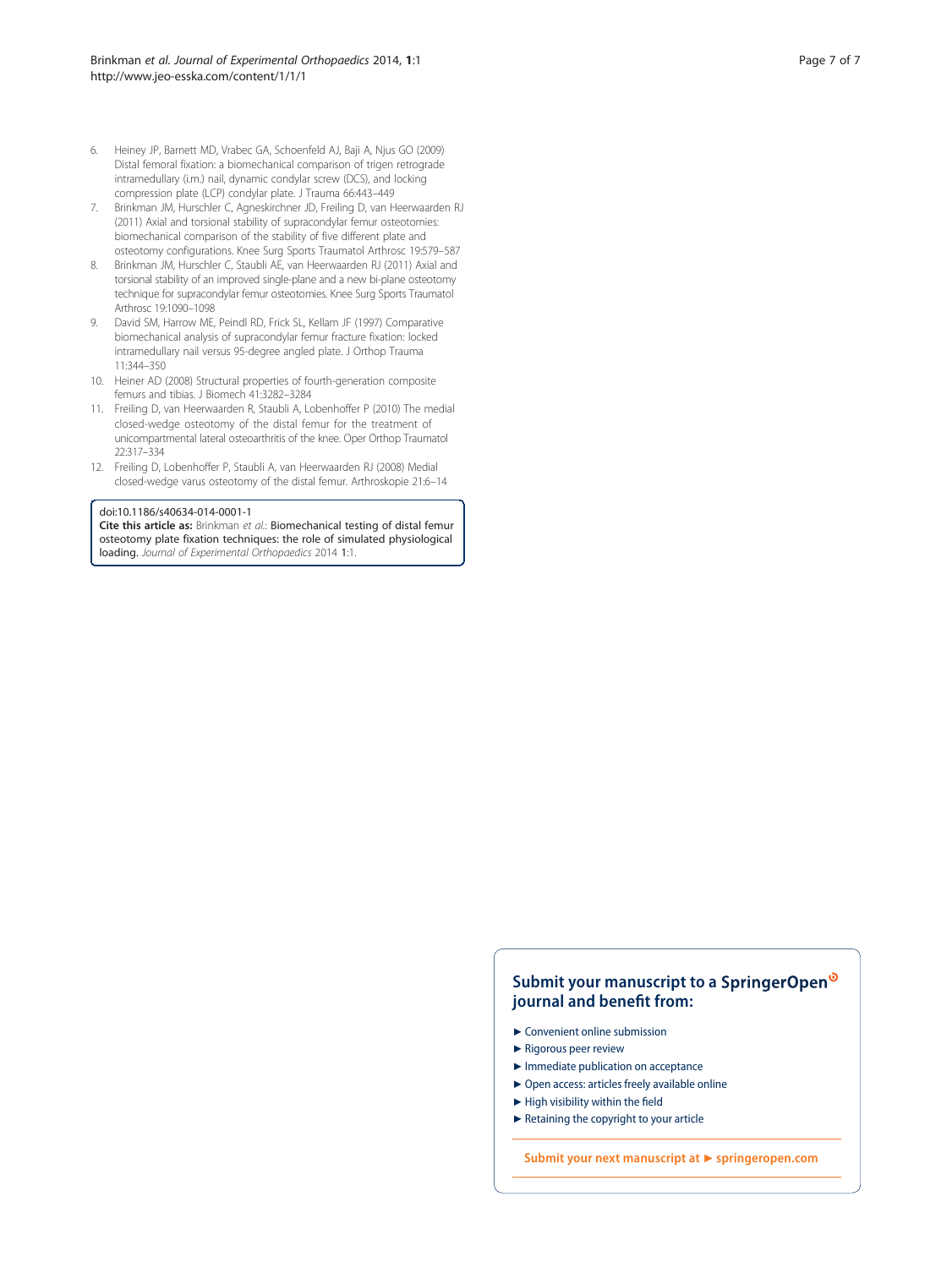6. Heiney JP, Barnett MD, Vrabec GA, Schoenfeld AJ, Baji A, Njus GO (2009) Distal femoral fixation: a biomechanical comparison of trigen retrograde intramedullary (i.m.) nail, dynamic condylar screw (DCS), and locking compression plate (LCP) condylar plate. J Trauma 66:443–449
7. Brinkman JM, Hurschler C, Agneskirchner JD, Freiling D, van Heerwaarden RJ (2011) Axial and torsional stability of supracondylar femur osteotomies: biomechanical comparison of the stability of five different plate and osteotomy configurations. Knee Surg Sports Traumatol Arthrosc 19:579–587
8. Brinkman JM, Hurschler C, Staubli AE, van Heerwaarden RJ (2011) Axial and torsional stability of an improved single-plane and a new bi-plane osteotomy technique for supracondylar femur osteotomies. Knee Surg Sports Traumatol Arthrosc 19:1090–1098
9. David SM, Harrow ME, Peindl RD, Frick SL, Kellam JF (1997) Comparative biomechanical analysis of supracondylar femur fracture fixation: locked intramedullary nail versus 95-degree angled plate. J Orthop Trauma 11:344–350
10. Heiner AD (2008) Structural properties of fourth-generation composite femurs and tibias. J Biomech 41:3282–3284
11. Freiling D, van Heerwaarden R, Staubli A, Lobenhoffer P (2010) The medial closed-wedge osteotomy of the distal femur for the treatment of unicompartmental lateral osteoarthritis of the knee. Oper Orthop Traumatol 22:317–334
12. Freiling D, Lobenhoffer P, Staubli A, van Heerwaarden RJ (2008) Medial closed-wedge varus osteotomy of the distal femur. Arthroskopie 21:6–14

doi:10.1186/s40634-014-0001-1

**Cite this article as:** Brinkman *et al.*: Biomechanical testing of distal femur osteotomy plate fixation techniques: the role of simulated physiological loading. *Journal of Experimental Orthopaedics* 2014 **1**:1.

**Submit your manuscript to a SpringerOpen journal and benefit from:**

- ► Convenient online submission
- ► Rigorous peer review
- ► Immediate publication on acceptance
- ► Open access: articles freely available online
- ► High visibility within the field
- ► Retaining the copyright to your article

**Submit your next manuscript at ► springeropen.com**